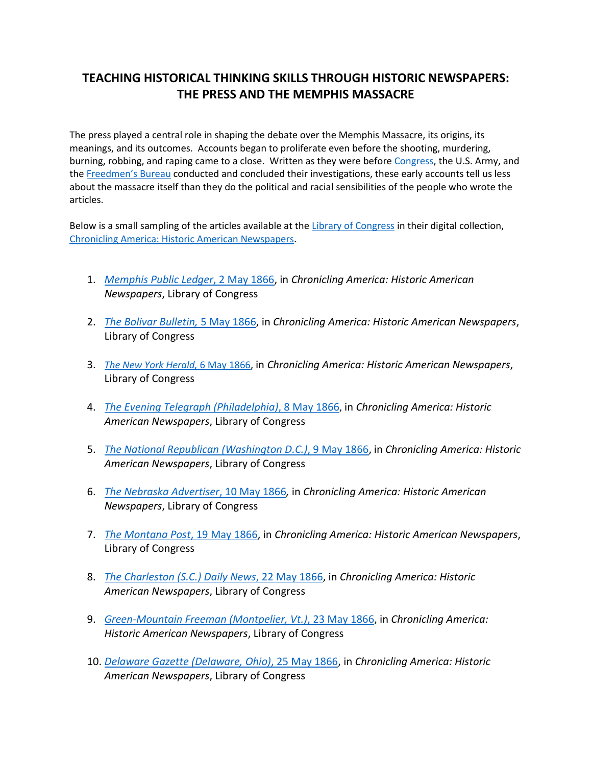# TEACHING HISTORICAL THINKING SKILLS THROUGH HISTORIC NEWSPAPERS: THE PRESS AND THE MEMPHIS MASSACRE

The press played a central role in shaping the debate over the Memphis Massacre, its origins, its meanings, and its outcomes. Accounts began to proliferate even before the shooting, murdering, burning, robbing, and raping came to a close. Written as they were before Congress, the U.S. Army, and the Freedmen's Bureau conducted and concluded their investigations, these early accounts tell us less about the massacre itself than they do the political and racial sensibilities of the people who wrote the articles.

Below is a small sampling of the articles available at the Library of Congress in their digital collection, Chronicling America: Historic American Newspapers.

1. *Memphis Public Ledger*, 2 May 1866, in *Chronicling America: Historic American Newspapers*, Library of Congress
2. *The Bolivar Bulletin*, 5 May 1866, in *Chronicling America: Historic American Newspapers*, Library of Congress
3. *The New York Herald*, 6 May 1866, in *Chronicling America: Historic American Newspapers*, Library of Congress
4. *The Evening Telegraph (Philadelphia)*, 8 May 1866, in *Chronicling America: Historic American Newspapers*, Library of Congress
5. *The National Republican (Washington D.C.)*, 9 May 1866, in *Chronicling America: Historic American Newspapers*, Library of Congress
6. *The Nebraska Advertiser*, 10 May 1866, in *Chronicling America: Historic American Newspapers*, Library of Congress
7. *The Montana Post*, 19 May 1866, in *Chronicling America: Historic American Newspapers*, Library of Congress
8. *The Charleston (S.C.) Daily News*, 22 May 1866, in *Chronicling America: Historic American Newspapers*, Library of Congress
9. *Green-Mountain Freeman (Montpelier, Vt.)*, 23 May 1866, in *Chronicling America: Historic American Newspapers*, Library of Congress
10. *Delaware Gazette (Delaware, Ohio)*, 25 May 1866, in *Chronicling America: Historic American Newspapers*, Library of Congress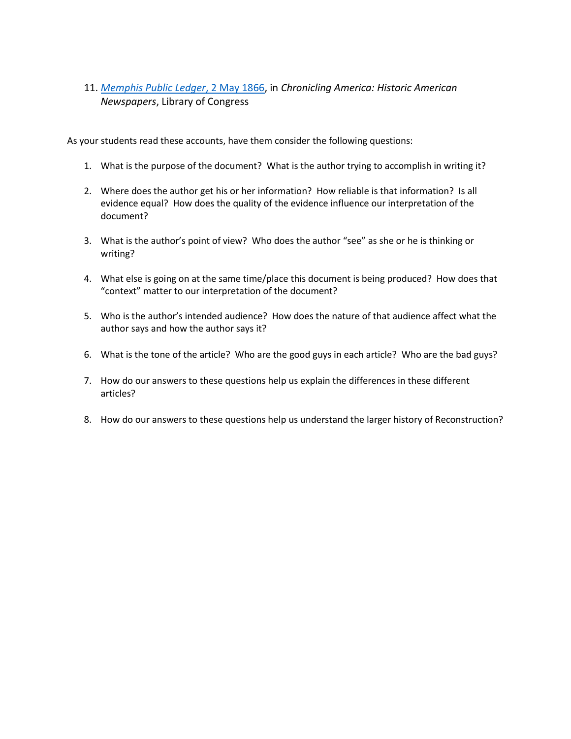11. *Memphis Public Ledger*, 2 May 1866, in *Chronicling America: Historic American Newspapers*, Library of Congress

As your students read these accounts, have them consider the following questions:

1. What is the purpose of the document? What is the author trying to accomplish in writing it?
2. Where does the author get his or her information? How reliable is that information? Is all evidence equal? How does the quality of the evidence influence our interpretation of the document?
3. What is the author's point of view? Who does the author "see" as she or he is thinking or writing?
4. What else is going on at the same time/place this document is being produced? How does that "context" matter to our interpretation of the document?
5. Who is the author's intended audience? How does the nature of that audience affect what the author says and how the author says it?
6. What is the tone of the article? Who are the good guys in each article? Who are the bad guys?
7. How do our answers to these questions help us explain the differences in these different articles?
8. How do our answers to these questions help us understand the larger history of Reconstruction?